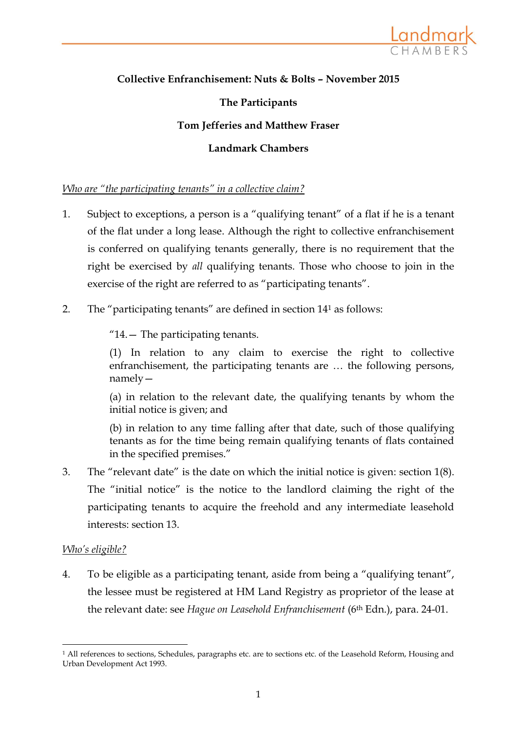**Collective Enfranchisement: Nuts & Bolts – November 2015**

**The Participants**

**Tom Jefferies and Matthew Fraser**

**Landmark Chambers**

*Who are "the participating tenants" in a collective claim?*

1. Subject to exceptions, a person is a "qualifying tenant" of a flat if he is a tenant of the flat under a long lease. Although the right to collective enfranchisement is conferred on qualifying tenants generally, there is no requirement that the right be exercised by *all* qualifying tenants. Those who choose to join in the exercise of the right are referred to as "participating tenants".

2. The "participating tenants" are defined in section 14[1] as follows:

   > "14.— The participating tenants.
   >
   > (1) In relation to any claim to exercise the right to collective enfranchisement, the participating tenants are … the following persons, namely—
   >
   > (a) in relation to the relevant date, the qualifying tenants by whom the initial notice is given; and
   >
   > (b) in relation to any time falling after that date, such of those qualifying tenants as for the time being remain qualifying tenants of flats contained in the specified premises."

3. The "relevant date" is the date on which the initial notice is given: section 1(8). The "initial notice" is the notice to the landlord claiming the right of the participating tenants to acquire the freehold and any intermediate leasehold interests: section 13.

*Who's eligible?*

4. To be eligible as a participating tenant, aside from being a "qualifying tenant", the lessee must be registered at HM Land Registry as proprietor of the lease at the relevant date: see *Hague on Leasehold Enfranchisement* (6th Edn.), para. 24-01.

[1] All references to sections, Schedules, paragraphs etc. are to sections etc. of the Leasehold Reform, Housing and Urban Development Act 1993.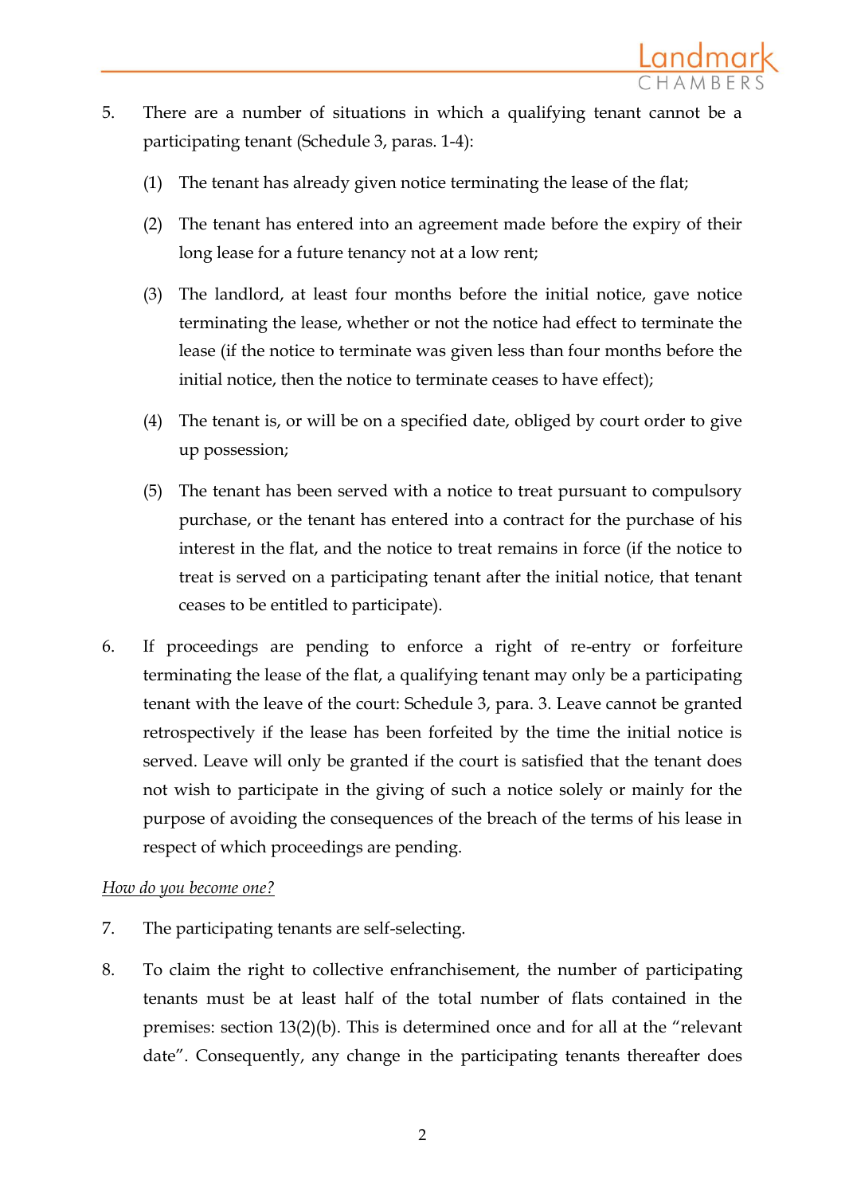5. There are a number of situations in which a qualifying tenant cannot be a participating tenant (Schedule 3, paras. 1-4):

   (1) The tenant has already given notice terminating the lease of the flat;

   (2) The tenant has entered into an agreement made before the expiry of their long lease for a future tenancy not at a low rent;

   (3) The landlord, at least four months before the initial notice, gave notice terminating the lease, whether or not the notice had effect to terminate the lease (if the notice to terminate was given less than four months before the initial notice, then the notice to terminate ceases to have effect);

   (4) The tenant is, or will be on a specified date, obliged by court order to give up possession;

   (5) The tenant has been served with a notice to treat pursuant to compulsory purchase, or the tenant has entered into a contract for the purchase of his interest in the flat, and the notice to treat remains in force (if the notice to treat is served on a participating tenant after the initial notice, that tenant ceases to be entitled to participate).

6. If proceedings are pending to enforce a right of re-entry or forfeiture terminating the lease of the flat, a qualifying tenant may only be a participating tenant with the leave of the court: Schedule 3, para. 3. Leave cannot be granted retrospectively if the lease has been forfeited by the time the initial notice is served. Leave will only be granted if the court is satisfied that the tenant does not wish to participate in the giving of such a notice solely or mainly for the purpose of avoiding the consequences of the breach of the terms of his lease in respect of which proceedings are pending.

*How do you become one?*

7. The participating tenants are self-selecting.

8. To claim the right to collective enfranchisement, the number of participating tenants must be at least half of the total number of flats contained in the premises: section 13(2)(b). This is determined once and for all at the "relevant date". Consequently, any change in the participating tenants thereafter does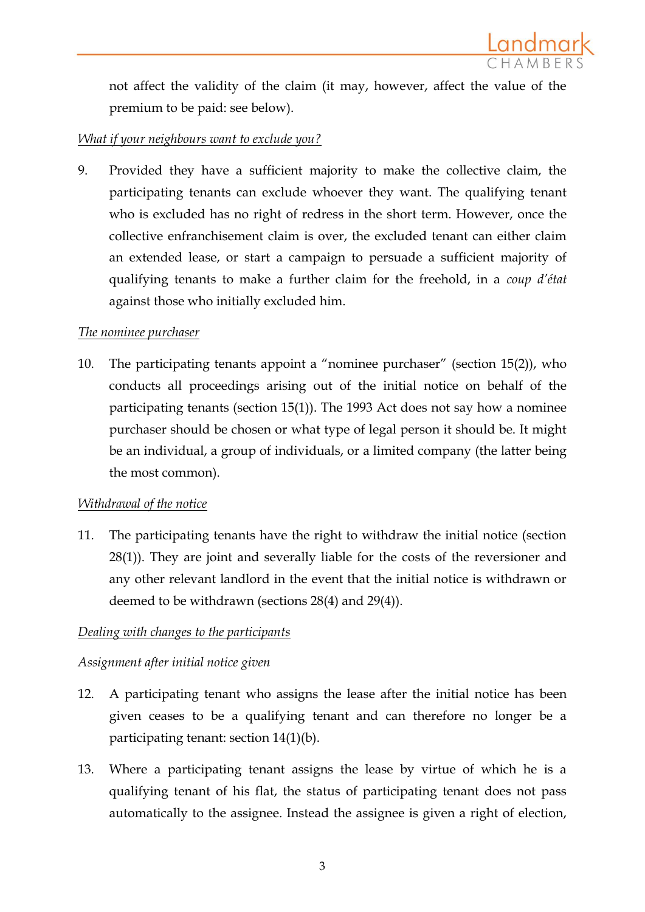not affect the validity of the claim (it may, however, affect the value of the premium to be paid: see below).

*What if your neighbours want to exclude you?*

9. Provided they have a sufficient majority to make the collective claim, the participating tenants can exclude whoever they want. The qualifying tenant who is excluded has no right of redress in the short term. However, once the collective enfranchisement claim is over, the excluded tenant can either claim an extended lease, or start a campaign to persuade a sufficient majority of qualifying tenants to make a further claim for the freehold, in a *coup d'état* against those who initially excluded him.

*The nominee purchaser*

10. The participating tenants appoint a "nominee purchaser" (section 15(2)), who conducts all proceedings arising out of the initial notice on behalf of the participating tenants (section 15(1)). The 1993 Act does not say how a nominee purchaser should be chosen or what type of legal person it should be. It might be an individual, a group of individuals, or a limited company (the latter being the most common).

*Withdrawal of the notice*

11. The participating tenants have the right to withdraw the initial notice (section 28(1)). They are joint and severally liable for the costs of the reversioner and any other relevant landlord in the event that the initial notice is withdrawn or deemed to be withdrawn (sections 28(4) and 29(4)).

*Dealing with changes to the participants*

*Assignment after initial notice given*

12. A participating tenant who assigns the lease after the initial notice has been given ceases to be a qualifying tenant and can therefore no longer be a participating tenant: section 14(1)(b).

13. Where a participating tenant assigns the lease by virtue of which he is a qualifying tenant of his flat, the status of participating tenant does not pass automatically to the assignee. Instead the assignee is given a right of election,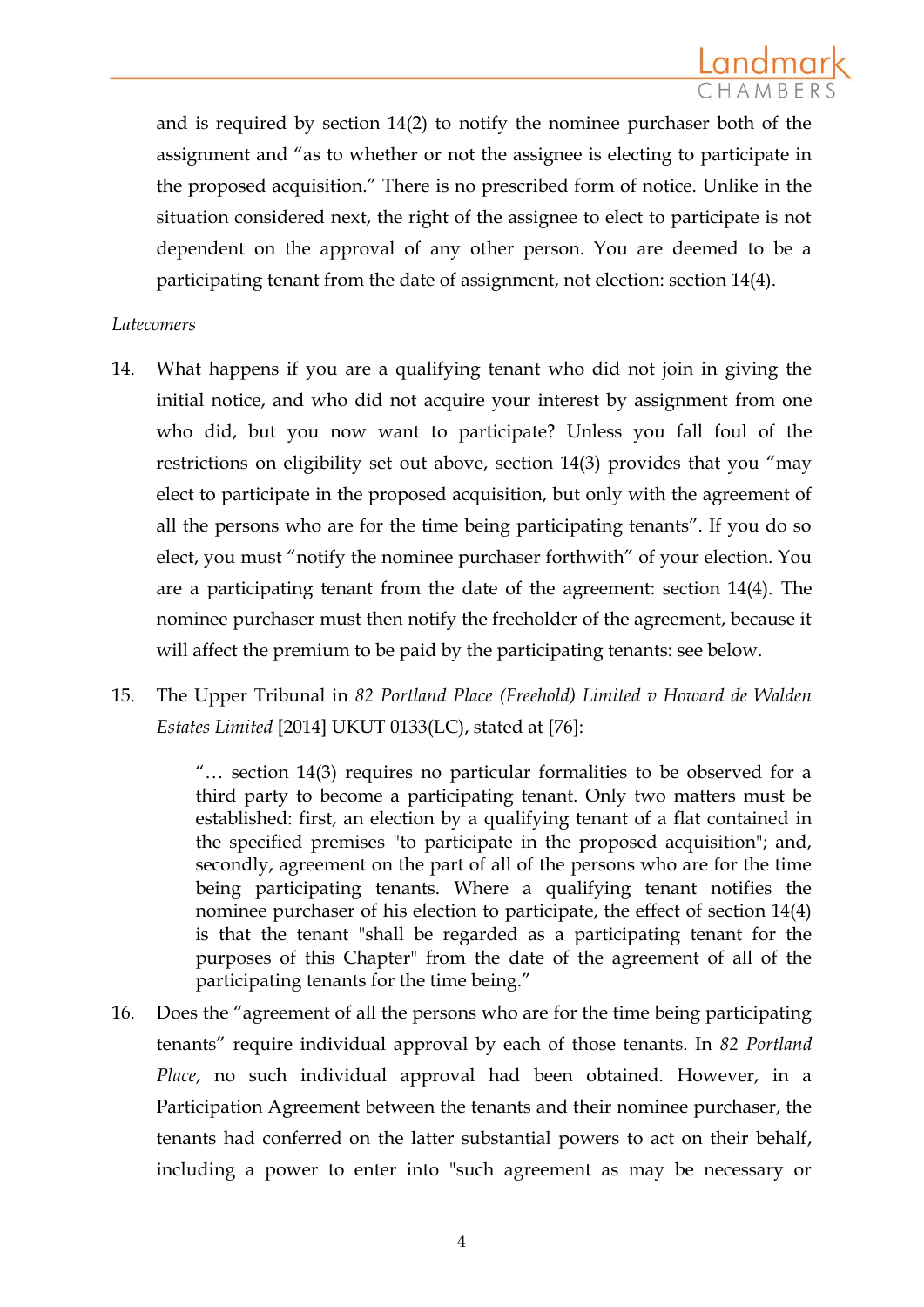and is required by section 14(2) to notify the nominee purchaser both of the assignment and "as to whether or not the assignee is electing to participate in the proposed acquisition." There is no prescribed form of notice. Unlike in the situation considered next, the right of the assignee to elect to participate is not dependent on the approval of any other person. You are deemed to be a participating tenant from the date of assignment, not election: section 14(4).

*Latecomers*

14. What happens if you are a qualifying tenant who did not join in giving the initial notice, and who did not acquire your interest by assignment from one who did, but you now want to participate? Unless you fall foul of the restrictions on eligibility set out above, section 14(3) provides that you "may elect to participate in the proposed acquisition, but only with the agreement of all the persons who are for the time being participating tenants". If you do so elect, you must "notify the nominee purchaser forthwith" of your election. You are a participating tenant from the date of the agreement: section 14(4). The nominee purchaser must then notify the freeholder of the agreement, because it will affect the premium to be paid by the participating tenants: see below.

15. The Upper Tribunal in *82 Portland Place (Freehold) Limited v Howard de Walden Estates Limited* [2014] UKUT 0133(LC), stated at [76]:

> "… section 14(3) requires no particular formalities to be observed for a third party to become a participating tenant. Only two matters must be established: first, an election by a qualifying tenant of a flat contained in the specified premises "to participate in the proposed acquisition"; and, secondly, agreement on the part of all of the persons who are for the time being participating tenants. Where a qualifying tenant notifies the nominee purchaser of his election to participate, the effect of section 14(4) is that the tenant "shall be regarded as a participating tenant for the purposes of this Chapter" from the date of the agreement of all of the participating tenants for the time being."

16. Does the "agreement of all the persons who are for the time being participating tenants" require individual approval by each of those tenants. In *82 Portland Place*, no such individual approval had been obtained. However, in a Participation Agreement between the tenants and their nominee purchaser, the tenants had conferred on the latter substantial powers to act on their behalf, including a power to enter into "such agreement as may be necessary or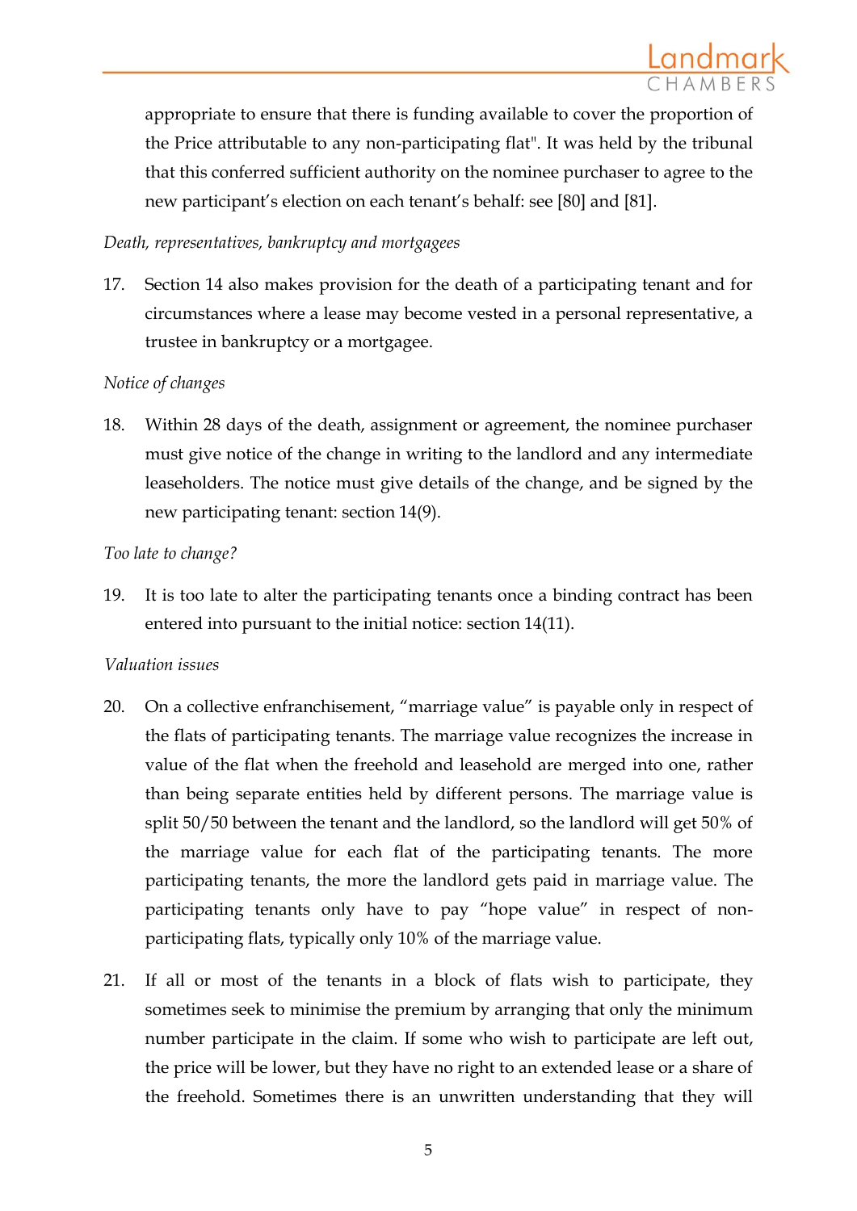appropriate to ensure that there is funding available to cover the proportion of the Price attributable to any non-participating flat". It was held by the tribunal that this conferred sufficient authority on the nominee purchaser to agree to the new participant's election on each tenant's behalf: see [80] and [81].

*Death, representatives, bankruptcy and mortgagees*

17. Section 14 also makes provision for the death of a participating tenant and for circumstances where a lease may become vested in a personal representative, a trustee in bankruptcy or a mortgagee.

*Notice of changes*

18. Within 28 days of the death, assignment or agreement, the nominee purchaser must give notice of the change in writing to the landlord and any intermediate leaseholders. The notice must give details of the change, and be signed by the new participating tenant: section 14(9).

*Too late to change?*

19. It is too late to alter the participating tenants once a binding contract has been entered into pursuant to the initial notice: section 14(11).

*Valuation issues*

20. On a collective enfranchisement, "marriage value" is payable only in respect of the flats of participating tenants. The marriage value recognizes the increase in value of the flat when the freehold and leasehold are merged into one, rather than being separate entities held by different persons. The marriage value is split 50/50 between the tenant and the landlord, so the landlord will get 50% of the marriage value for each flat of the participating tenants. The more participating tenants, the more the landlord gets paid in marriage value. The participating tenants only have to pay "hope value" in respect of non-participating flats, typically only 10% of the marriage value.

21. If all or most of the tenants in a block of flats wish to participate, they sometimes seek to minimise the premium by arranging that only the minimum number participate in the claim. If some who wish to participate are left out, the price will be lower, but they have no right to an extended lease or a share of the freehold. Sometimes there is an unwritten understanding that they will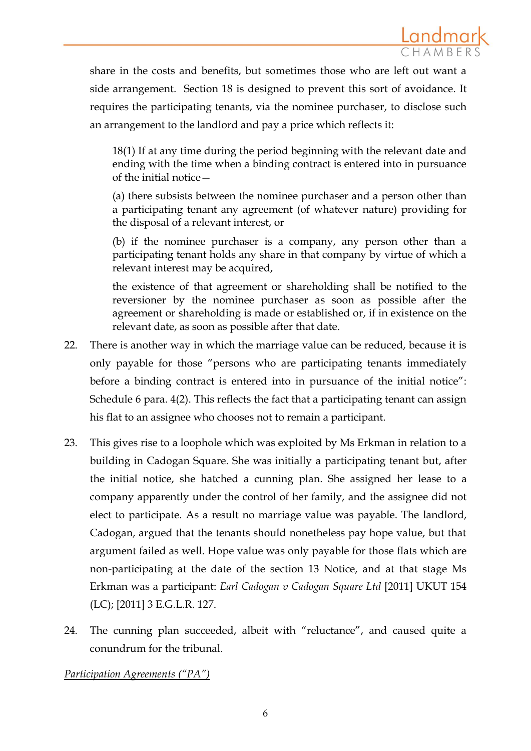share in the costs and benefits, but sometimes those who are left out want a side arrangement. Section 18 is designed to prevent this sort of avoidance. It requires the participating tenants, via the nominee purchaser, to disclose such an arrangement to the landlord and pay a price which reflects it:

> 18(1) If at any time during the period beginning with the relevant date and ending with the time when a binding contract is entered into in pursuance of the initial notice—
>
> (a) there subsists between the nominee purchaser and a person other than a participating tenant any agreement (of whatever nature) providing for the disposal of a relevant interest, or
>
> (b) if the nominee purchaser is a company, any person other than a participating tenant holds any share in that company by virtue of which a relevant interest may be acquired,
>
> the existence of that agreement or shareholding shall be notified to the reversioner by the nominee purchaser as soon as possible after the agreement or shareholding is made or established or, if in existence on the relevant date, as soon as possible after that date.

22. There is another way in which the marriage value can be reduced, because it is only payable for those "persons who are participating tenants immediately before a binding contract is entered into in pursuance of the initial notice": Schedule 6 para. 4(2). This reflects the fact that a participating tenant can assign his flat to an assignee who chooses not to remain a participant.

23. This gives rise to a loophole which was exploited by Ms Erkman in relation to a building in Cadogan Square. She was initially a participating tenant but, after the initial notice, she hatched a cunning plan. She assigned her lease to a company apparently under the control of her family, and the assignee did not elect to participate. As a result no marriage value was payable. The landlord, Cadogan, argued that the tenants should nonetheless pay hope value, but that argument failed as well. Hope value was only payable for those flats which are non-participating at the date of the section 13 Notice, and at that stage Ms Erkman was a participant: *Earl Cadogan v Cadogan Square Ltd* [2011] UKUT 154 (LC); [2011] 3 E.G.L.R. 127.

24. The cunning plan succeeded, albeit with "reluctance", and caused quite a conundrum for the tribunal.

*Participation Agreements ("PA")*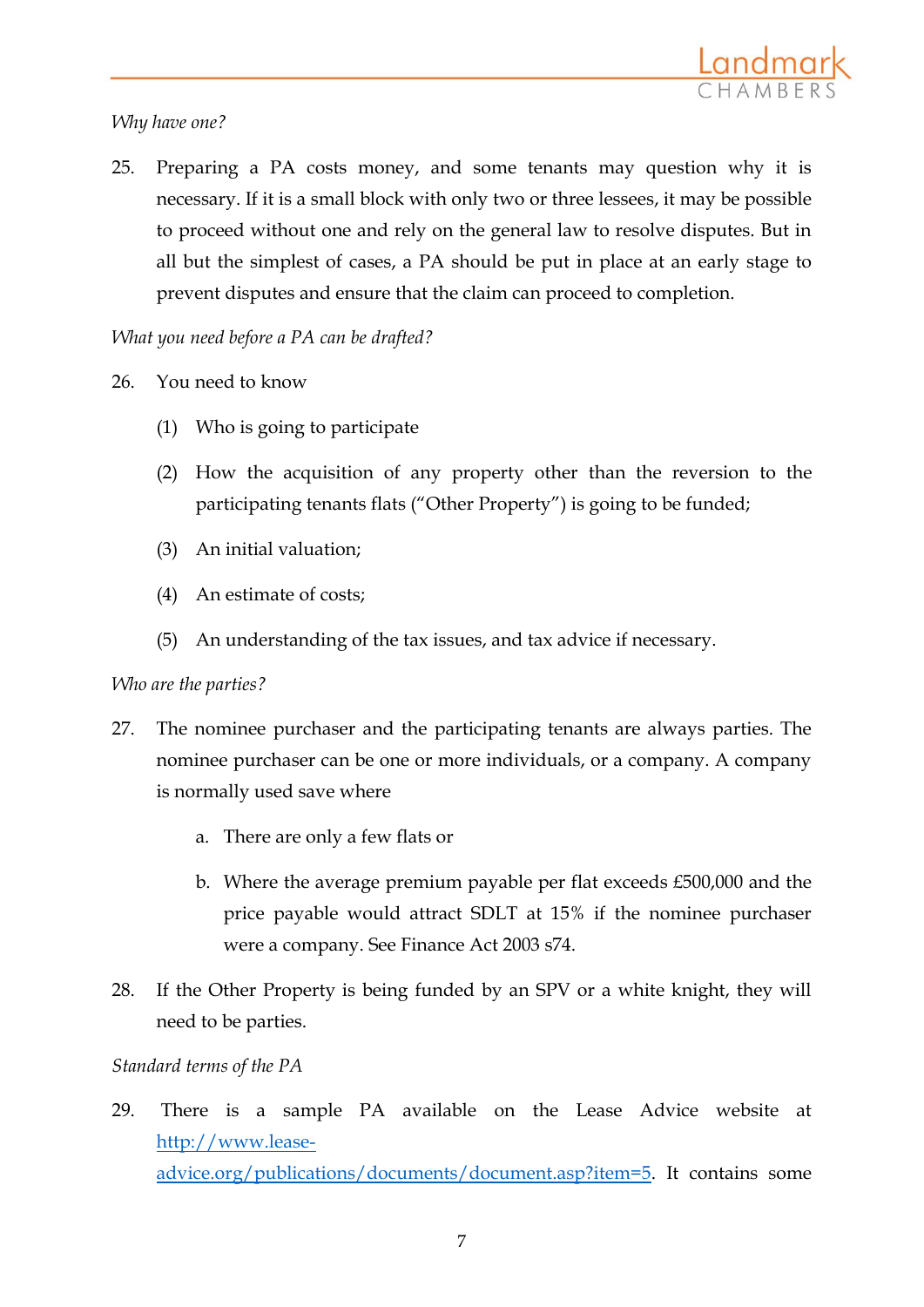*Why have one?*

25. Preparing a PA costs money, and some tenants may question why it is necessary. If it is a small block with only two or three lessees, it may be possible to proceed without one and rely on the general law to resolve disputes. But in all but the simplest of cases, a PA should be put in place at an early stage to prevent disputes and ensure that the claim can proceed to completion.

*What you need before a PA can be drafted?*

26. You need to know

    (1) Who is going to participate

    (2) How the acquisition of any property other than the reversion to the participating tenants flats ("Other Property") is going to be funded;

    (3) An initial valuation;

    (4) An estimate of costs;

    (5) An understanding of the tax issues, and tax advice if necessary.

*Who are the parties?*

27. The nominee purchaser and the participating tenants are always parties. The nominee purchaser can be one or more individuals, or a company. A company is normally used save where

    a. There are only a few flats or

    b. Where the average premium payable per flat exceeds £500,000 and the price payable would attract SDLT at 15% if the nominee purchaser were a company. See Finance Act 2003 s74.

28. If the Other Property is being funded by an SPV or a white knight, they will need to be parties.

*Standard terms of the PA*

29. There is a sample PA available on the Lease Advice website at [http://www.lease-advice.org/publications/documents/document.asp?item=5](http://www.lease-advice.org/publications/documents/document.asp?item=5). It contains some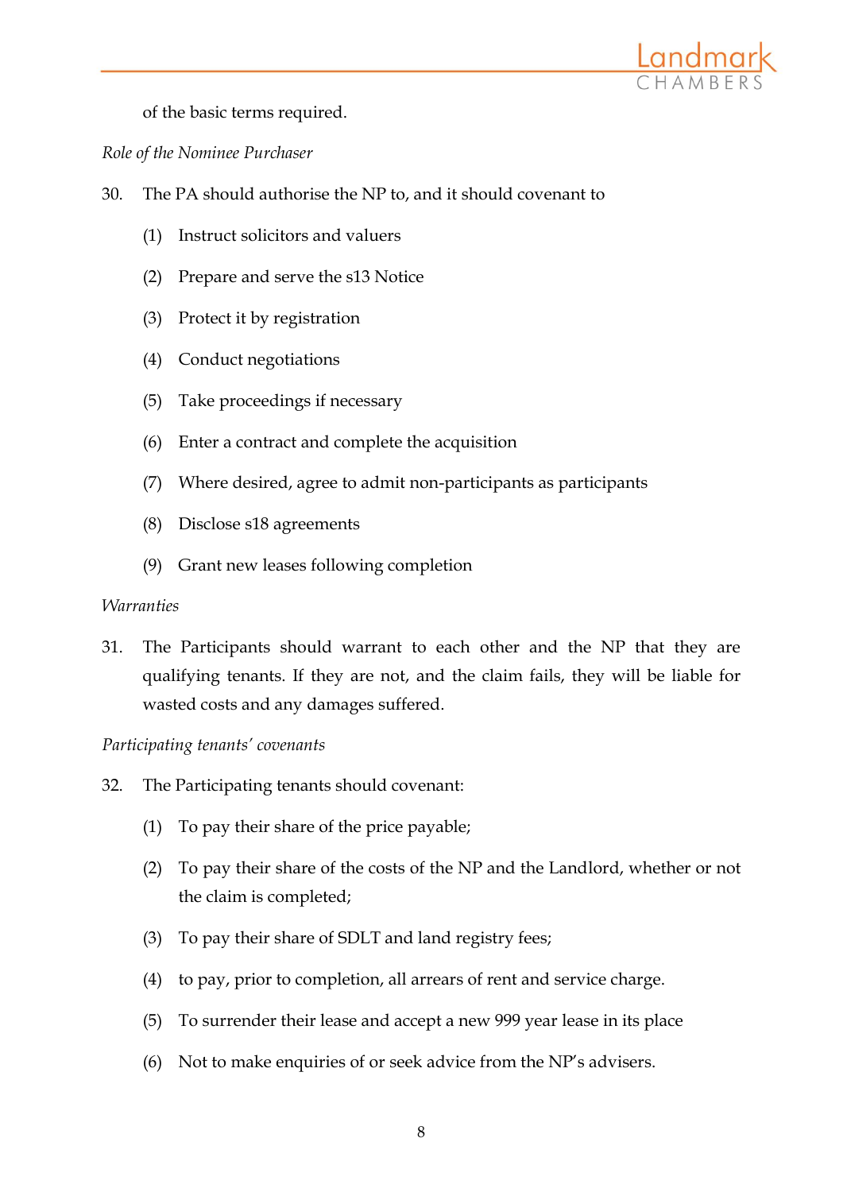of the basic terms required.

*Role of the Nominee Purchaser*

30. The PA should authorise the NP to, and it should covenant to

    (1) Instruct solicitors and valuers

    (2) Prepare and serve the s13 Notice

    (3) Protect it by registration

    (4) Conduct negotiations

    (5) Take proceedings if necessary

    (6) Enter a contract and complete the acquisition

    (7) Where desired, agree to admit non-participants as participants

    (8) Disclose s18 agreements

    (9) Grant new leases following completion

*Warranties*

31. The Participants should warrant to each other and the NP that they are qualifying tenants. If they are not, and the claim fails, they will be liable for wasted costs and any damages suffered.

*Participating tenants' covenants*

32. The Participating tenants should covenant:

    (1) To pay their share of the price payable;

    (2) To pay their share of the costs of the NP and the Landlord, whether or not the claim is completed;

    (3) To pay their share of SDLT and land registry fees;

    (4) to pay, prior to completion, all arrears of rent and service charge.

    (5) To surrender their lease and accept a new 999 year lease in its place

    (6) Not to make enquiries of or seek advice from the NP's advisers.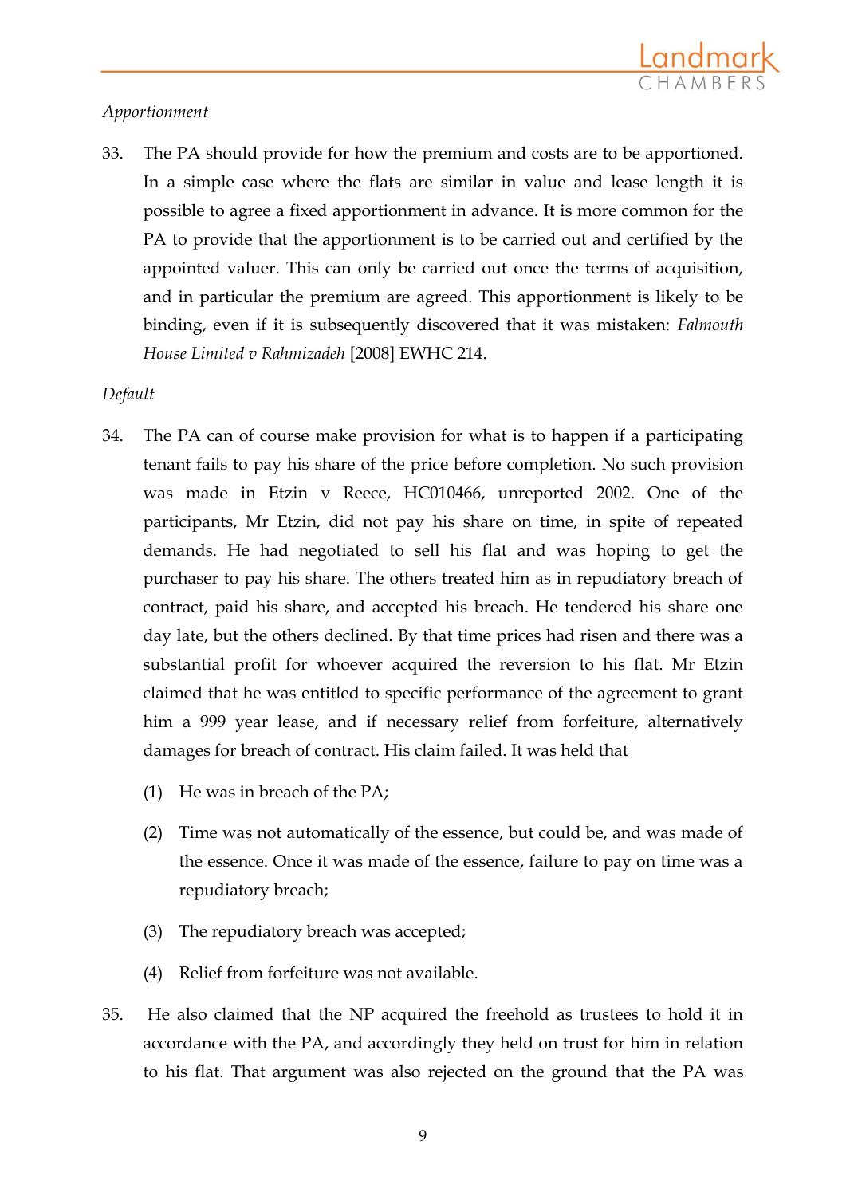*Apportionment*

33. The PA should provide for how the premium and costs are to be apportioned. In a simple case where the flats are similar in value and lease length it is possible to agree a fixed apportionment in advance. It is more common for the PA to provide that the apportionment is to be carried out and certified by the appointed valuer. This can only be carried out once the terms of acquisition, and in particular the premium are agreed. This apportionment is likely to be binding, even if it is subsequently discovered that it was mistaken: *Falmouth House Limited v Rahmizadeh* [2008] EWHC 214.

*Default*

34. The PA can of course make provision for what is to happen if a participating tenant fails to pay his share of the price before completion. No such provision was made in Etzin v Reece, HC010466, unreported 2002. One of the participants, Mr Etzin, did not pay his share on time, in spite of repeated demands. He had negotiated to sell his flat and was hoping to get the purchaser to pay his share. The others treated him as in repudiatory breach of contract, paid his share, and accepted his breach. He tendered his share one day late, but the others declined. By that time prices had risen and there was a substantial profit for whoever acquired the reversion to his flat. Mr Etzin claimed that he was entitled to specific performance of the agreement to grant him a 999 year lease, and if necessary relief from forfeiture, alternatively damages for breach of contract. His claim failed. It was held that

    (1) He was in breach of the PA;

    (2) Time was not automatically of the essence, but could be, and was made of the essence. Once it was made of the essence, failure to pay on time was a repudiatory breach;

    (3) The repudiatory breach was accepted;

    (4) Relief from forfeiture was not available.

35. He also claimed that the NP acquired the freehold as trustees to hold it in accordance with the PA, and accordingly they held on trust for him in relation to his flat. That argument was also rejected on the ground that the PA was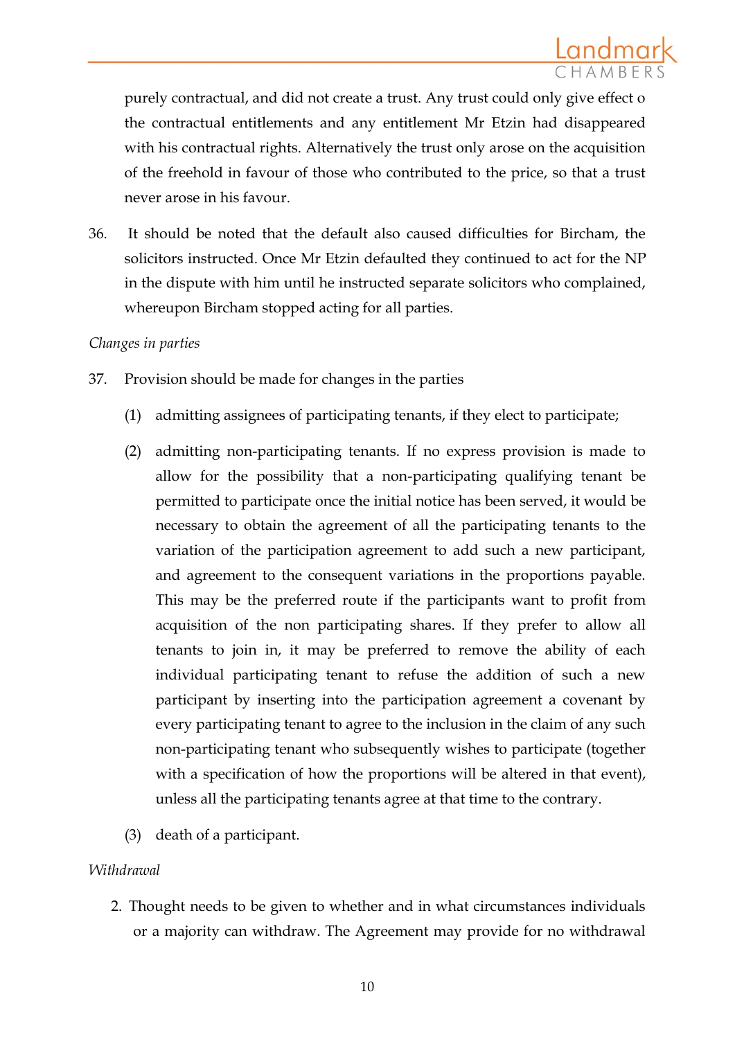purely contractual, and did not create a trust. Any trust could only give effect o the contractual entitlements and any entitlement Mr Etzin had disappeared with his contractual rights. Alternatively the trust only arose on the acquisition of the freehold in favour of those who contributed to the price, so that a trust never arose in his favour.

36. It should be noted that the default also caused difficulties for Bircham, the solicitors instructed. Once Mr Etzin defaulted they continued to act for the NP in the dispute with him until he instructed separate solicitors who complained, whereupon Bircham stopped acting for all parties.

*Changes in parties*

37. Provision should be made for changes in the parties

   (1) admitting assignees of participating tenants, if they elect to participate;

   (2) admitting non-participating tenants. If no express provision is made to allow for the possibility that a non-participating qualifying tenant be permitted to participate once the initial notice has been served, it would be necessary to obtain the agreement of all the participating tenants to the variation of the participation agreement to add such a new participant, and agreement to the consequent variations in the proportions payable. This may be the preferred route if the participants want to profit from acquisition of the non participating shares. If they prefer to allow all tenants to join in, it may be preferred to remove the ability of each individual participating tenant to refuse the addition of such a new participant by inserting into the participation agreement a covenant by every participating tenant to agree to the inclusion in the claim of any such non-participating tenant who subsequently wishes to participate (together with a specification of how the proportions will be altered in that event), unless all the participating tenants agree at that time to the contrary.

   (3) death of a participant.

*Withdrawal*

2. Thought needs to be given to whether and in what circumstances individuals or a majority can withdraw. The Agreement may provide for no withdrawal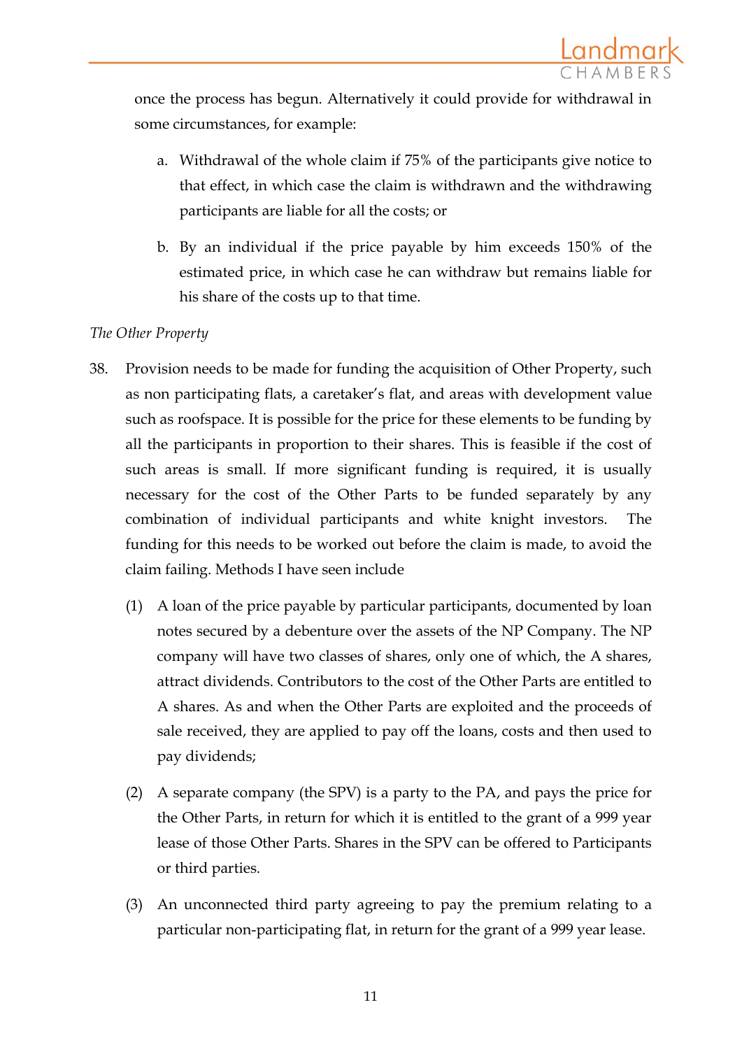once the process has begun. Alternatively it could provide for withdrawal in some circumstances, for example:

a. Withdrawal of the whole claim if 75% of the participants give notice to that effect, in which case the claim is withdrawn and the withdrawing participants are liable for all the costs; or

b. By an individual if the price payable by him exceeds 150% of the estimated price, in which case he can withdraw but remains liable for his share of the costs up to that time.

*The Other Property*

38. Provision needs to be made for funding the acquisition of Other Property, such as non participating flats, a caretaker's flat, and areas with development value such as roofspace. It is possible for the price for these elements to be funding by all the participants in proportion to their shares. This is feasible if the cost of such areas is small. If more significant funding is required, it is usually necessary for the cost of the Other Parts to be funded separately by any combination of individual participants and white knight investors. The funding for this needs to be worked out before the claim is made, to avoid the claim failing. Methods I have seen include

    (1) A loan of the price payable by particular participants, documented by loan notes secured by a debenture over the assets of the NP Company. The NP company will have two classes of shares, only one of which, the A shares, attract dividends. Contributors to the cost of the Other Parts are entitled to A shares. As and when the Other Parts are exploited and the proceeds of sale received, they are applied to pay off the loans, costs and then used to pay dividends;

    (2) A separate company (the SPV) is a party to the PA, and pays the price for the Other Parts, in return for which it is entitled to the grant of a 999 year lease of those Other Parts. Shares in the SPV can be offered to Participants or third parties.

    (3) An unconnected third party agreeing to pay the premium relating to a particular non-participating flat, in return for the grant of a 999 year lease.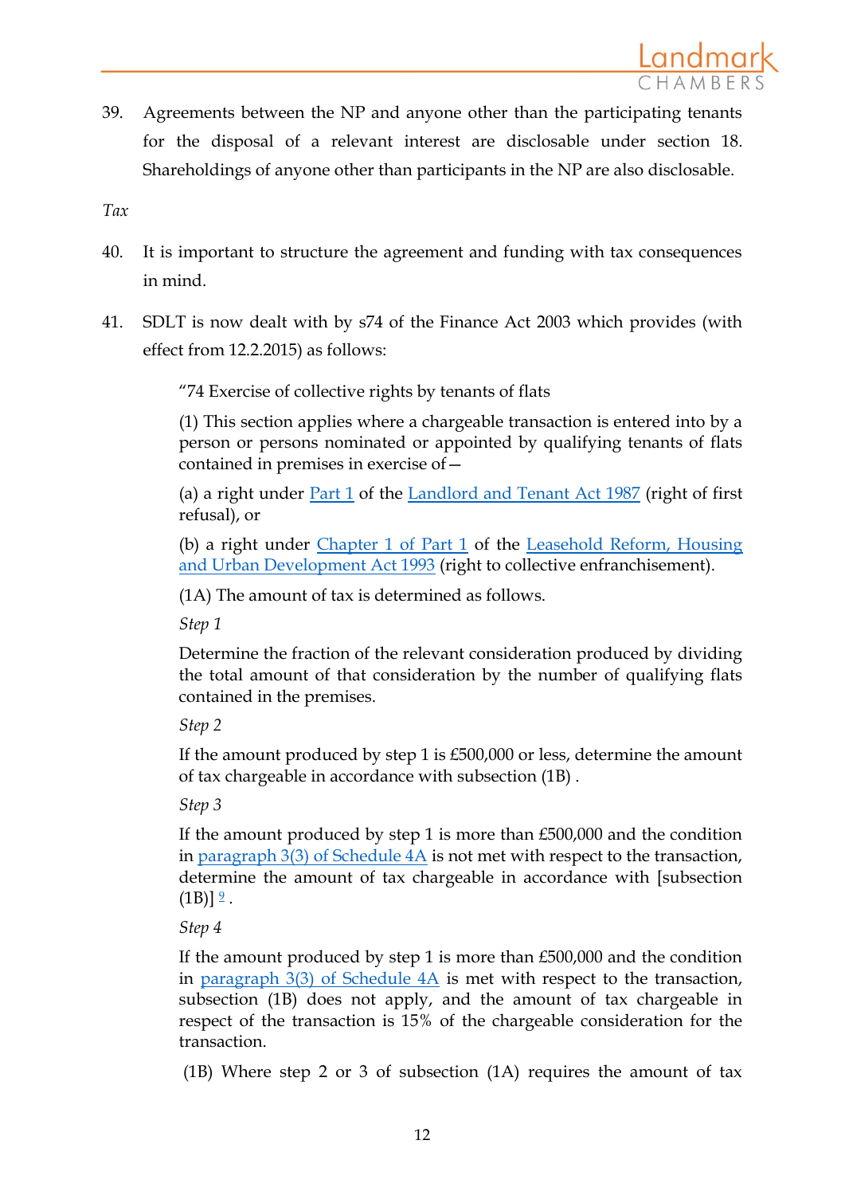39. Agreements between the NP and anyone other than the participating tenants for the disposal of a relevant interest are disclosable under section 18. Shareholdings of anyone other than participants in the NP are also disclosable.

*Tax*

40. It is important to structure the agreement and funding with tax consequences in mind.

41. SDLT is now dealt with by s74 of the Finance Act 2003 which provides (with effect from 12.2.2015) as follows:

> "74 Exercise of collective rights by tenants of flats
>
> (1) This section applies where a chargeable transaction is entered into by a person or persons nominated or appointed by qualifying tenants of flats contained in premises in exercise of—
>
> (a) a right under Part 1 of the Landlord and Tenant Act 1987 (right of first refusal), or
>
> (b) a right under Chapter 1 of Part 1 of the Leasehold Reform, Housing and Urban Development Act 1993 (right to collective enfranchisement).
>
> (1A) The amount of tax is determined as follows.
>
> *Step 1*
>
> Determine the fraction of the relevant consideration produced by dividing the total amount of that consideration by the number of qualifying flats contained in the premises.
>
> *Step 2*
>
> If the amount produced by step 1 is £500,000 or less, determine the amount of tax chargeable in accordance with subsection (1B) .
>
> *Step 3*
>
> If the amount produced by step 1 is more than £500,000 and the condition in paragraph 3(3) of Schedule 4A is not met with respect to the transaction, determine the amount of tax chargeable in accordance with [subsection (1B)] [9] .
>
> *Step 4*
>
> If the amount produced by step 1 is more than £500,000 and the condition in paragraph 3(3) of Schedule 4A is met with respect to the transaction, subsection (1B) does not apply, and the amount of tax chargeable in respect of the transaction is 15% of the chargeable consideration for the transaction.
>
> (1B) Where step 2 or 3 of subsection (1A) requires the amount of tax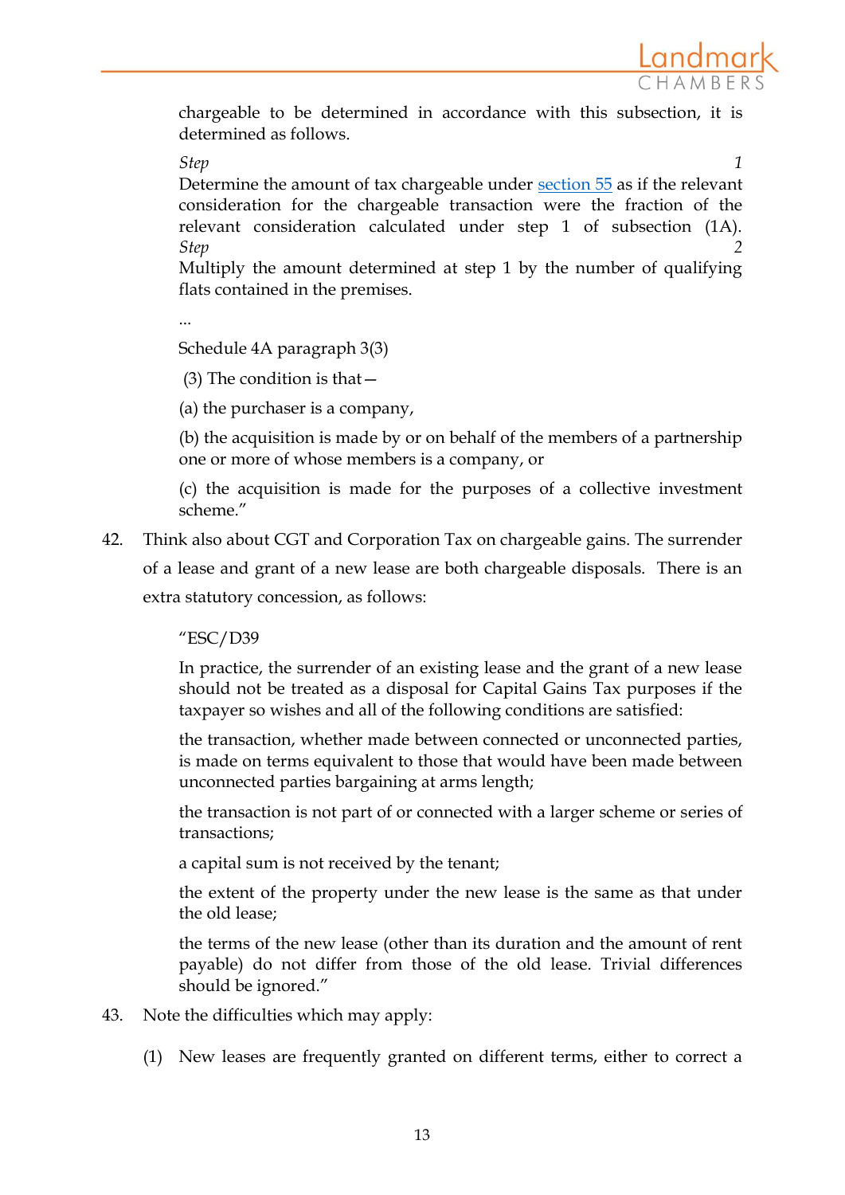chargeable to be determined in accordance with this subsection, it is determined as follows.

*Step 1*
Determine the amount of tax chargeable under section 55 as if the relevant consideration for the chargeable transaction were the fraction of the relevant consideration calculated under step 1 of subsection (1A).

*Step 2*
Multiply the amount determined at step 1 by the number of qualifying flats contained in the premises.

...

Schedule 4A paragraph 3(3)

(3) The condition is that—

(a) the purchaser is a company,

(b) the acquisition is made by or on behalf of the members of a partnership one or more of whose members is a company, or

(c) the acquisition is made for the purposes of a collective investment scheme."

42. Think also about CGT and Corporation Tax on chargeable gains. The surrender of a lease and grant of a new lease are both chargeable disposals. There is an extra statutory concession, as follows:

> "ESC/D39
>
> In practice, the surrender of an existing lease and the grant of a new lease should not be treated as a disposal for Capital Gains Tax purposes if the taxpayer so wishes and all of the following conditions are satisfied:
>
> the transaction, whether made between connected or unconnected parties, is made on terms equivalent to those that would have been made between unconnected parties bargaining at arms length;
>
> the transaction is not part of or connected with a larger scheme or series of transactions;
>
> a capital sum is not received by the tenant;
>
> the extent of the property under the new lease is the same as that under the old lease;
>
> the terms of the new lease (other than its duration and the amount of rent payable) do not differ from those of the old lease. Trivial differences should be ignored."

43. Note the difficulties which may apply:

(1) New leases are frequently granted on different terms, either to correct a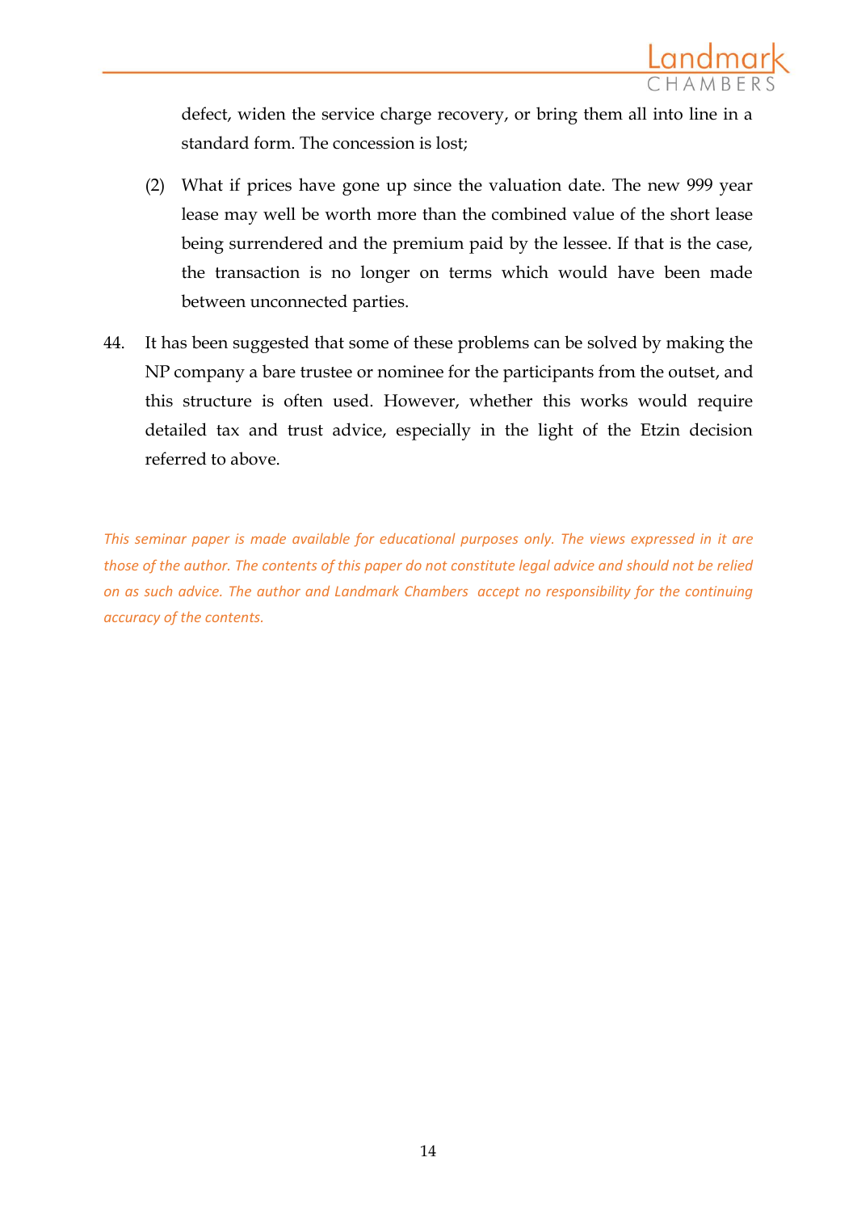defect, widen the service charge recovery, or bring them all into line in a standard form. The concession is lost;

(2) What if prices have gone up since the valuation date. The new 999 year lease may well be worth more than the combined value of the short lease being surrendered and the premium paid by the lessee. If that is the case, the transaction is no longer on terms which would have been made between unconnected parties.

44. It has been suggested that some of these problems can be solved by making the NP company a bare trustee or nominee for the participants from the outset, and this structure is often used. However, whether this works would require detailed tax and trust advice, especially in the light of the Etzin decision referred to above.

*This seminar paper is made available for educational purposes only. The views expressed in it are those of the author. The contents of this paper do not constitute legal advice and should not be relied on as such advice. The author and Landmark Chambers accept no responsibility for the continuing accuracy of the contents.*